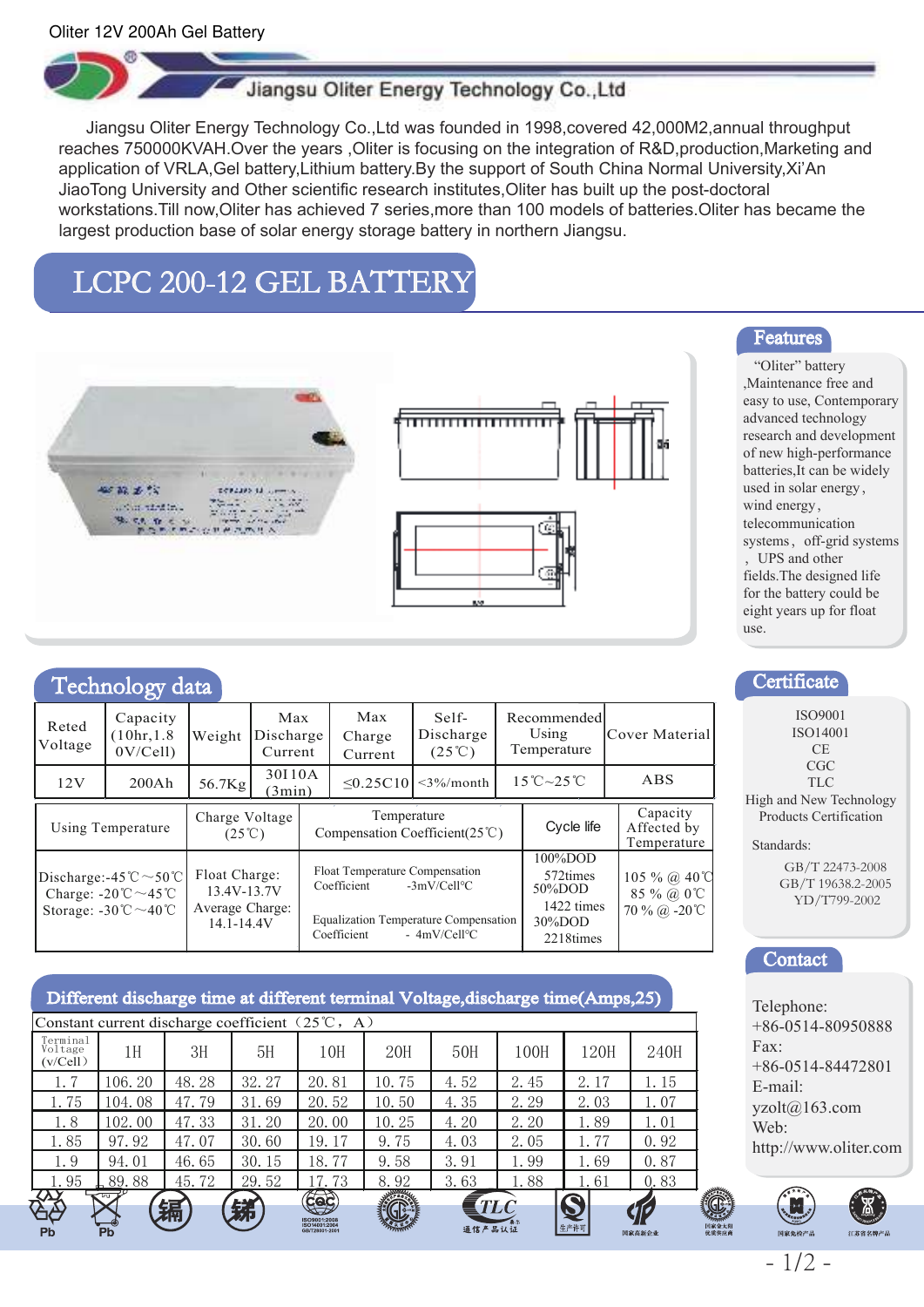Oliter 12V 200Ah Gel Battery

Jiangsu Oliter Energy Technology Co.,Ltd

Jiangsu Oliter Energy Technology Co.,Ltd was founded in 1998,covered 42,000M2,annual throughput reaches 750000KVAH.Over the years ,Oliter is focusing on the integration of R&D,production,Marketing and application of VRLA,Gel battery,Lithium battery.By the support of South China Normal University,Xi'An JiaoTong University and Other scientific research institutes,Oliter has built up the post-doctoral workstations.Till now,Oliter has achieved 7 series,more than 100 models of batteries.Oliter has became the largest production base of solar energy storage battery in northern Jiangsu.

# LCPC 200-12 GEL BATTERY

## Features

"Oliter" battery ,Maintenance free and easy to use, Contemporary advanced technology research and development of new high-performance batteries,It can be widely used in solar energy , wind energy , telecommunication systems , off-grid systems , UPS and other fields.The designed life for the battery could be eight years up for float use.

## Technology data

| Reted Voltage | Capacity (10hr,1.80V/Cell) | Weight | Max Discharge Current | Max Charge Current | Self-Discharge (25℃) | Recommended Using Temperature | Cover Material |
|---|---|---|---|---|---|---|---|
| 12V | 200Ah | 56.7Kg | 30I10A (3min) | ≤0.25C10 | <3%/month | 15℃~25℃ | ABS |

| Using Temperature | Charge Voltage (25℃) | Temperature Compensation Coefficient(25℃) | Cycle life | Capacity Affected by Temperature |
|---|---|---|---|---|
| Discharge:-45℃~50℃<br>Charge: -20℃~45℃<br>Storage: -30℃~40℃ | Float Charge: 13.4V-13.7V<br>Average Charge: 14.1-14.4V | Float Temperature Compensation Coefficient -3mV/Cell°C<br>Equalization Temperature Compensation Coefficient - 4mV/Cell°C | 100%DOD 572times<br>50%DOD 1422 times<br>30%DOD 2218times | 105 % @ 40℃<br>85 % @ 0℃<br>70 % @ -20℃ |

## Certificate

ISO9001
ISO14001
CE
CGC
TLC
High and New Technology Products Certification

Standards:

GB/T 22473-2008
GB/T 19638.2-2005
YD/T799-2002

## Contact

Telephone: +86-0514-80950888
Fax: +86-0514-84472801
E-mail: yzolt@163.com
Web: http://www.oliter.com

## Different discharge time at different terminal Voltage,discharge time(Amps,25)

Constant current discharge coefficient（25℃，A）

| Terminal Voltage (v/Cell) | 1H | 3H | 5H | 10H | 20H | 50H | 100H | 120H | 240H |
|---|---|---|---|---|---|---|---|---|---|
| 1.7 | 106.20 | 48.28 | 32.27 | 20.81 | 10.75 | 4.52 | 2.45 | 2.17 | 1.15 |
| 1.75 | 104.08 | 47.79 | 31.69 | 20.52 | 10.50 | 4.35 | 2.29 | 2.03 | 1.07 |
| 1.8 | 102.00 | 47.33 | 31.20 | 20.00 | 10.25 | 4.20 | 2.20 | 1.89 | 1.01 |
| 1.85 | 97.92 | 47.07 | 30.60 | 19.17 | 9.75 | 4.03 | 2.05 | 1.77 | 0.92 |
| 1.9 | 94.01 | 46.65 | 30.15 | 18.77 | 9.58 | 3.91 | 1.99 | 1.69 | 0.87 |
| 1.95 | 89.88 | 45.72 | 29.52 | 17.73 | 8.92 | 3.63 | 1.88 | 1.61 | 0.83 |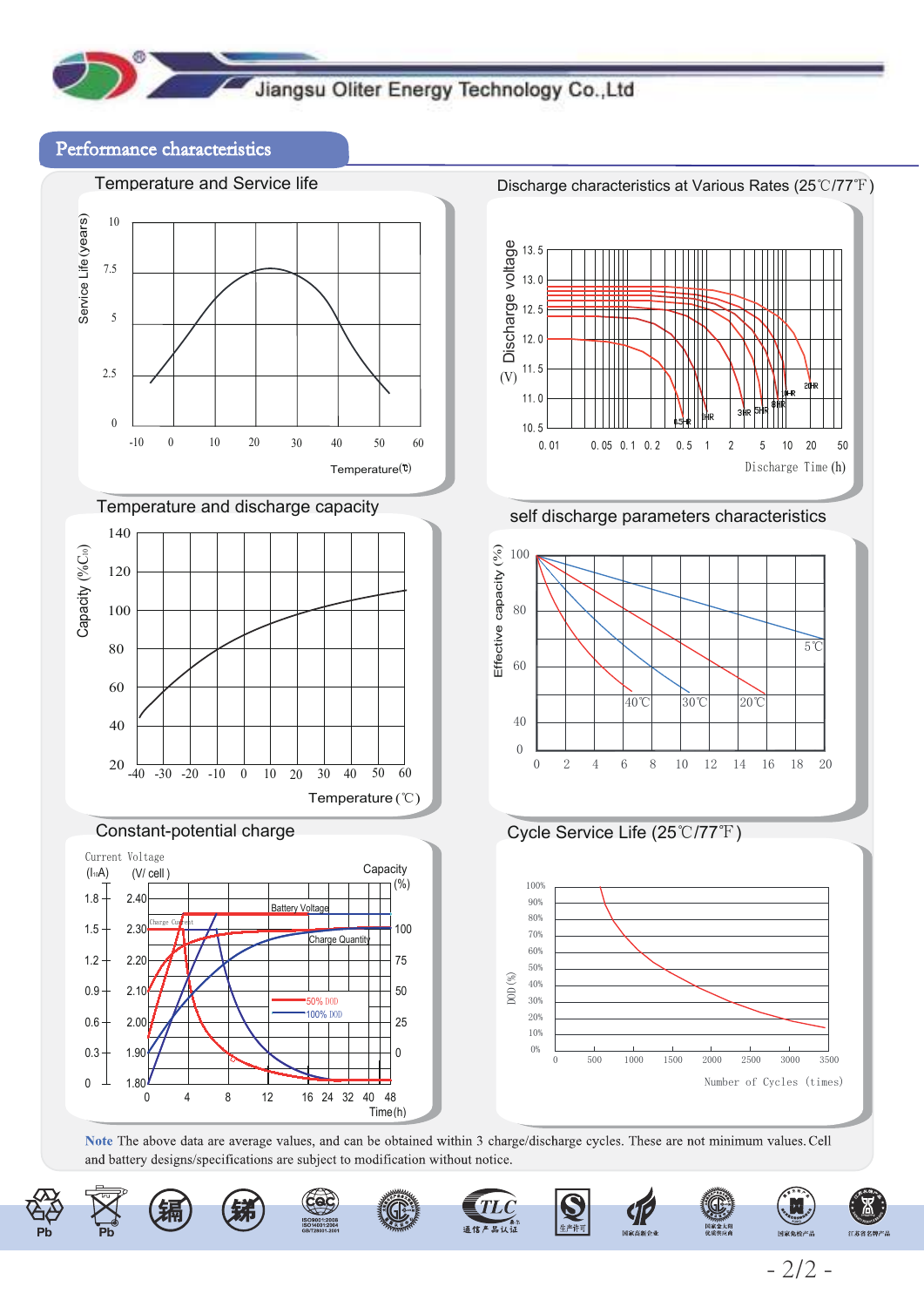## Performance characteristics

### Temperature and Service life

Service Life (years)

10
7.5
5
2.5
0

-10 0 10 20 30 40 50 60

Temperature(℃)

### Discharge characteristics at Various Rates (25℃/77℉)

Discharge voltage (V)

13.5
13.0
12.5
12.0
11.5
11.0
10.5

0.01 0.05 0.1 0.2 0.5 1 2 5 10 20 50

Discharge Time (h)

0.5HR 1HR 3HR 5HR 8HR 10HR 20HR

### Temperature and discharge capacity

Capacity (%C10)

140
120
100
80
60
40
20

-40 -30 -20 -10 0 10 20 30 40 50 60

Temperature (℃)

### self discharge parameters characteristics

Effective capacity (%)

100
80
60
40
0

0 2 4 6 8 10 12 14 16 18 20

5℃ 40℃ 30℃ 20℃

### Constant-potential charge

Current (I10A)
Voltage (V/ cell)
Capacity (%)

1.8 2.40
1.5 2.30 100
1.2 2.20 75
0.9 2.10 50
0.6 2.00 25
0.3 1.90 0
0 1.80

0 4 8 12 16 24 32 40 48

Time(h)

Battery Voltage
Charge Current
Charge Quantity
50% DOD
100% DOD

### Cycle Service Life (25℃/77℉)

DOD (%)

100%
90%
80%
70%
60%
50%
40%
30%
20%
10%
0%

0 500 1000 1500 2000 2500 3000 3500

Number of Cycles (times)

**Note** The above data are average values, and can be obtained within 3 charge/discharge cycles. These are not minimum values. Cell and battery designs/specifications are subject to modification without notice.